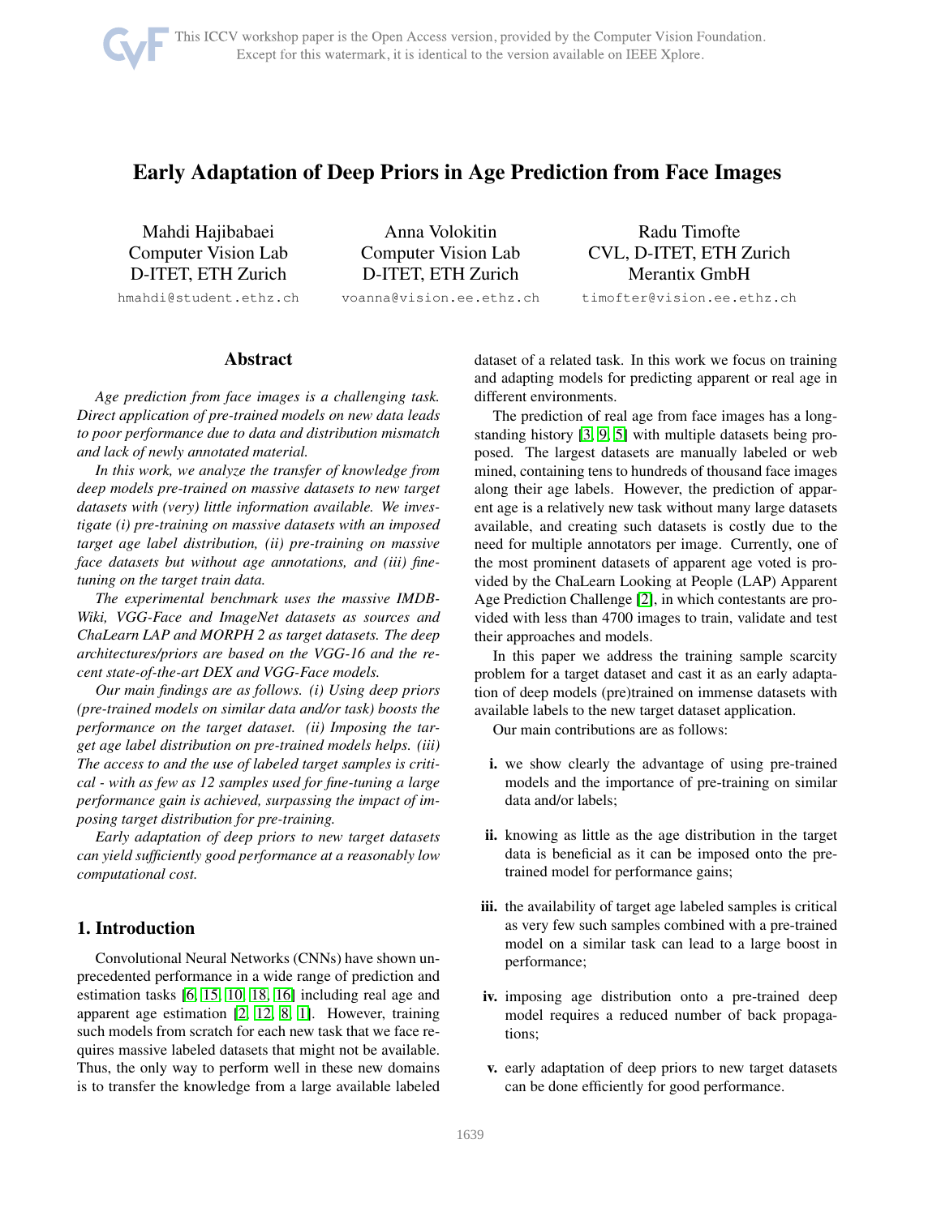# Early Adaptation of Deep Priors in Age Prediction from Face Images

Mahdi Hajibabaei
Computer Vision Lab
D-ITET, ETH Zurich
hmahdi@student.ethz.ch

Anna Volokitin
Computer Vision Lab
D-ITET, ETH Zurich
voanna@vision.ee.ethz.ch

Radu Timofte
CVL, D-ITET, ETH Zurich
Merantix GmbH
timofter@vision.ee.ethz.ch

## Abstract

*Age prediction from face images is a challenging task. Direct application of pre-trained models on new data leads to poor performance due to data and distribution mismatch and lack of newly annotated material.*

*In this work, we analyze the transfer of knowledge from deep models pre-trained on massive datasets to new target datasets with (very) little information available. We investigate (i) pre-training on massive datasets with an imposed target age label distribution, (ii) pre-training on massive face datasets but without age annotations, and (iii) fine-tuning on the target train data.*

*The experimental benchmark uses the massive IMDB-Wiki, VGG-Face and ImageNet datasets as sources and ChaLearn LAP and MORPH 2 as target datasets. The deep architectures/priors are based on the VGG-16 and the recent state-of-the-art DEX and VGG-Face models.*

*Our main findings are as follows. (i) Using deep priors (pre-trained models on similar data and/or task) boosts the performance on the target dataset. (ii) Imposing the target age label distribution on pre-trained models helps. (iii) The access to and the use of labeled target samples is critical - with as few as 12 samples used for fine-tuning a large performance gain is achieved, surpassing the impact of imposing target distribution for pre-training.*

*Early adaptation of deep priors to new target datasets can yield sufficiently good performance at a reasonably low computational cost.*

## 1. Introduction

Convolutional Neural Networks (CNNs) have shown unprecedented performance in a wide range of prediction and estimation tasks [6, 15, 10, 18, 16] including real age and apparent age estimation [2, 12, 8, 1]. However, training such models from scratch for each new task that we face requires massive labeled datasets that might not be available. Thus, the only way to perform well in these new domains is to transfer the knowledge from a large available labeled dataset of a related task. In this work we focus on training and adapting models for predicting apparent or real age in different environments.

The prediction of real age from face images has a long-standing history [3, 9, 5] with multiple datasets being proposed. The largest datasets are manually labeled or web mined, containing tens to hundreds of thousand face images along their age labels. However, the prediction of apparent age is a relatively new task without many large datasets available, and creating such datasets is costly due to the need for multiple annotators per image. Currently, one of the most prominent datasets of apparent age voted is provided by the ChaLearn Looking at People (LAP) Apparent Age Prediction Challenge [2], in which contestants are provided with less than 4700 images to train, validate and test their approaches and models.

In this paper we address the training sample scarcity problem for a target dataset and cast it as an early adaptation of deep models (pre)trained on immense datasets with available labels to the new target dataset application.

Our main contributions are as follows:

- **i.** we show clearly the advantage of using pre-trained models and the importance of pre-training on similar data and/or labels;
- **ii.** knowing as little as the age distribution in the target data is beneficial as it can be imposed onto the pre-trained model for performance gains;
- **iii.** the availability of target age labeled samples is critical as very few such samples combined with a pre-trained model on a similar task can lead to a large boost in performance;
- **iv.** imposing age distribution onto a pre-trained deep model requires a reduced number of back propagations;
- **v.** early adaptation of deep priors to new target datasets can be done efficiently for good performance.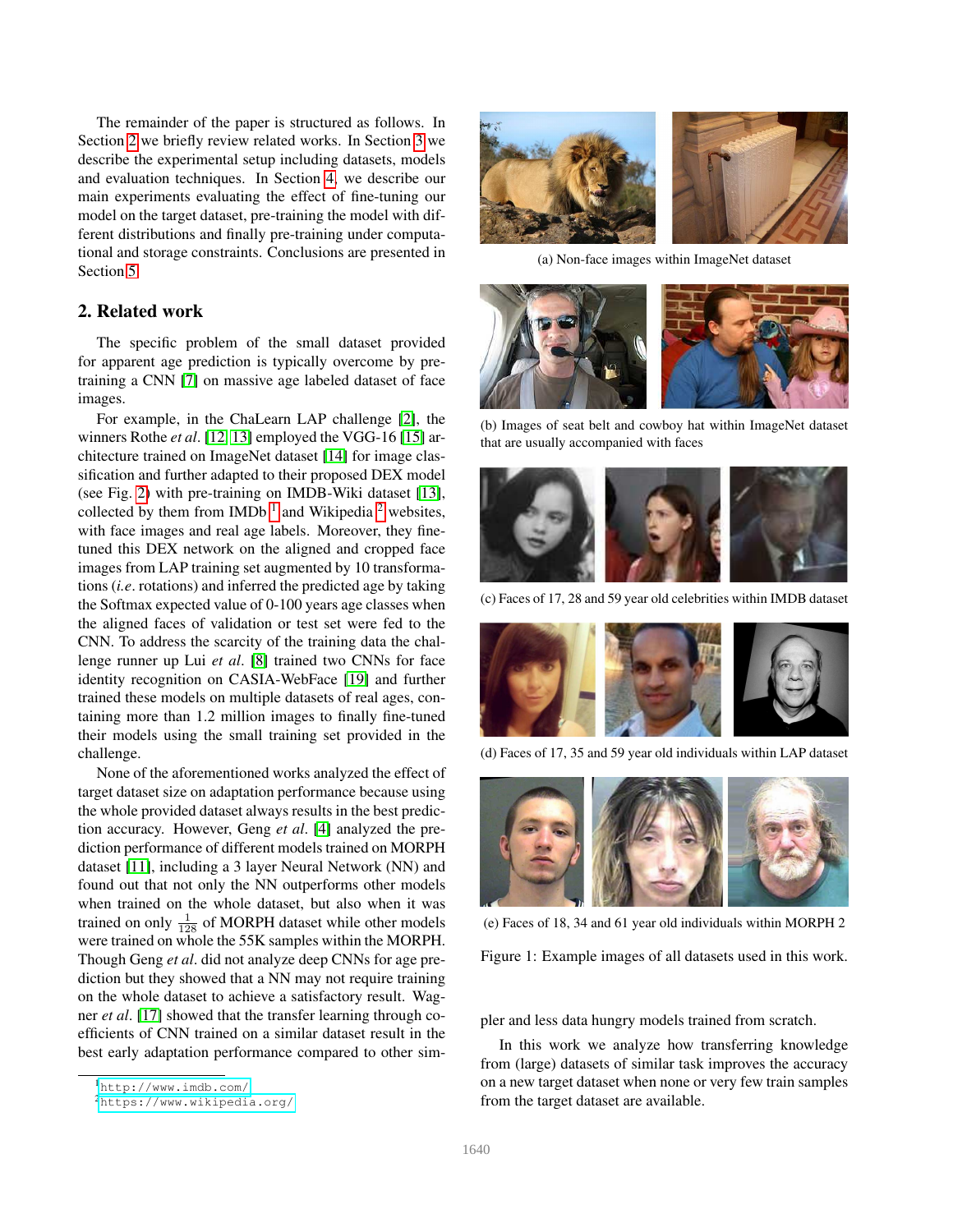The remainder of the paper is structured as follows. In Section 2 we briefly review related works. In Section 3 we describe the experimental setup including datasets, models and evaluation techniques. In Section 4, we describe our main experiments evaluating the effect of fine-tuning our model on the target dataset, pre-training the model with different distributions and finally pre-training under computational and storage constraints. Conclusions are presented in Section 5.

## 2. Related work

The specific problem of the small dataset provided for apparent age prediction is typically overcome by pre-training a CNN [7] on massive age labeled dataset of face images.

For example, in the ChaLearn LAP challenge [2], the winners Rothe *et al*. [12, 13] employed the VGG-16 [15] architecture trained on ImageNet dataset [14] for image classification and further adapted to their proposed DEX model (see Fig. 2) with pre-training on IMDB-Wiki dataset [13], collected by them from IMDb [1] and Wikipedia [2] websites, with face images and real age labels. Moreover, they fine-tuned this DEX network on the aligned and cropped face images from LAP training set augmented by 10 transformations (*i.e*. rotations) and inferred the predicted age by taking the Softmax expected value of 0-100 years age classes when the aligned faces of validation or test set were fed to the CNN. To address the scarcity of the training data the challenge runner up Lui *et al*. [8] trained two CNNs for face identity recognition on CASIA-WebFace [19] and further trained these models on multiple datasets of real ages, containing more than 1.2 million images to finally fine-tuned their models using the small training set provided in the challenge.

None of the aforementioned works analyzed the effect of target dataset size on adaptation performance because using the whole provided dataset always results in the best prediction accuracy. However, Geng *et al*. [4] analyzed the prediction performance of different models trained on MORPH dataset [11], including a 3 layer Neural Network (NN) and found out that not only the NN outperforms other models when trained on the whole dataset, but also when it was trained on only $\frac{1}{128}$ of MORPH dataset while other models were trained on whole the 55K samples within the MORPH. Though Geng *et al*. did not analyze deep CNNs for age prediction but they showed that a NN may not require training on the whole dataset to achieve a satisfactory result. Wagner *et al*. [17] showed that the transfer learning through coefficients of CNN trained on a similar dataset result in the best early adaptation performance compared to other simpler and less data hungry models trained from scratch.

In this work we analyze how transferring knowledge from (large) datasets of similar task improves the accuracy on a new target dataset when none or very few train samples from the target dataset are available.

(a) Non-face images within ImageNet dataset

(b) Images of seat belt and cowboy hat within ImageNet dataset that are usually accompanied with faces

(c) Faces of 17, 28 and 59 year old celebrities within IMDB dataset

(d) Faces of 17, 35 and 59 year old individuals within LAP dataset

(e) Faces of 18, 34 and 61 year old individuals within MORPH 2

Figure 1: Example images of all datasets used in this work.

[1] http://www.imdb.com/

[2] https://www.wikipedia.org/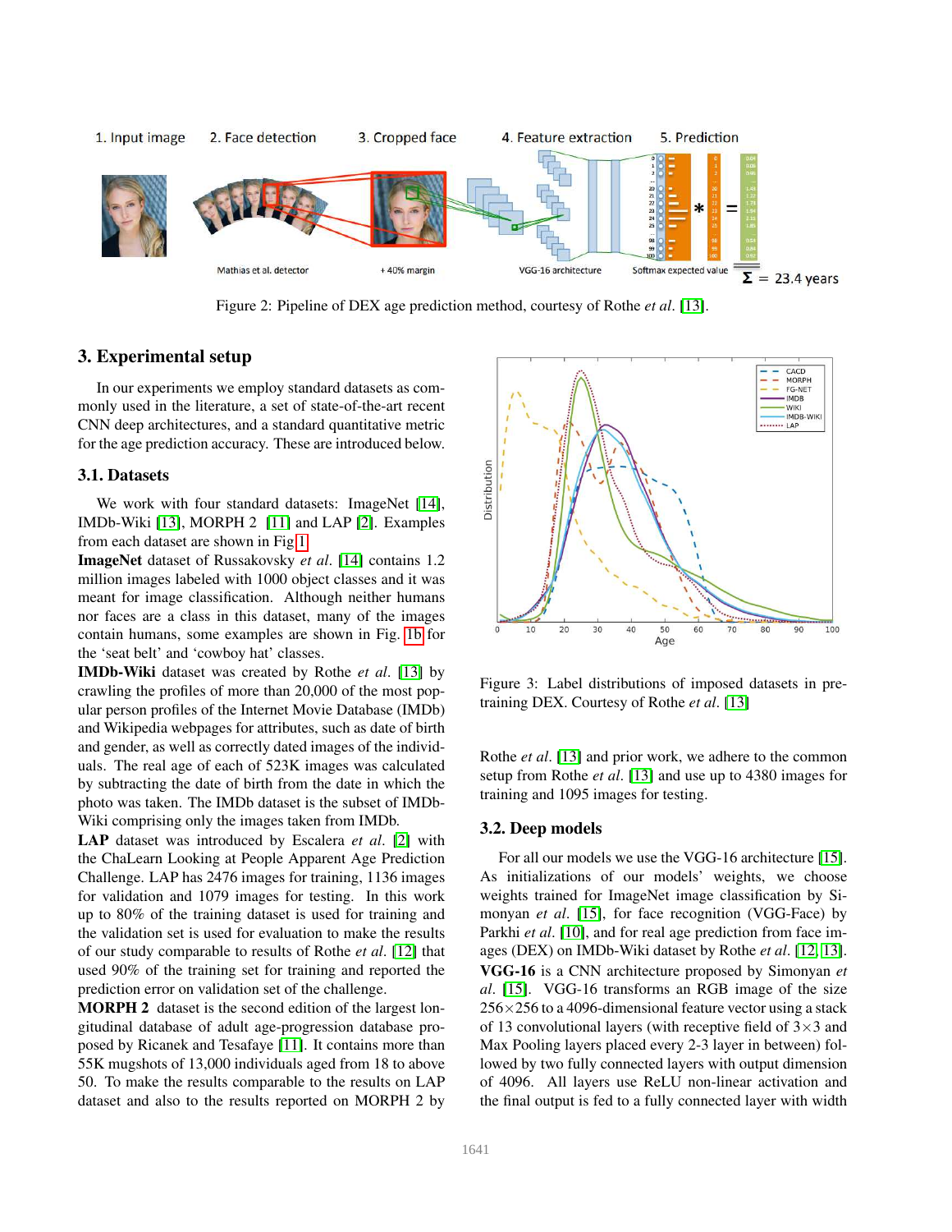1. Input image
2. Face detection
3. Cropped face
4. Feature extraction
5. Prediction

Mathias et al. detector
+ 40% margin
VGG-16 architecture
Softmax expected value
$\Sigma$ = 23.4 years

Figure 2: Pipeline of DEX age prediction method, courtesy of Rothe *et al*. [13].

## 3. Experimental setup

In our experiments we employ standard datasets as commonly used in the literature, a set of state-of-the-art recent CNN deep architectures, and a standard quantitative metric for the age prediction accuracy. These are introduced below.

### 3.1. Datasets

We work with four standard datasets: ImageNet [14], IMDb-Wiki [13], MORPH 2 [11] and LAP [2]. Examples from each dataset are shown in Fig 1.

**ImageNet** dataset of Russakovsky *et al*. [14] contains 1.2 million images labeled with 1000 object classes and it was meant for image classification. Although neither humans nor faces are a class in this dataset, many of the images contain humans, some examples are shown in Fig. 1b for the 'seat belt' and 'cowboy hat' classes.

**IMDb-Wiki** dataset was created by Rothe *et al*. [13] by crawling the profiles of more than 20,000 of the most popular person profiles of the Internet Movie Database (IMDb) and Wikipedia webpages for attributes, such as date of birth and gender, as well as correctly dated images of the individuals. The real age of each of 523K images was calculated by subtracting the date of birth from the date in which the photo was taken. The IMDb dataset is the subset of IMDb-Wiki comprising only the images taken from IMDb.

**LAP** dataset was introduced by Escalera *et al*. [2] with the ChaLearn Looking at People Apparent Age Prediction Challenge. LAP has 2476 images for training, 1136 images for validation and 1079 images for testing. In this work up to 80% of the training dataset is used for training and the validation set is used for evaluation to make the results of our study comparable to results of Rothe *et al*. [12] that used 90% of the training set for training and reported the prediction error on validation set of the challenge.

**MORPH 2** dataset is the second edition of the largest longitudinal database of adult age-progression database proposed by Ricanek and Tesafaye [11]. It contains more than 55K mugshots of 13,000 individuals aged from 18 to above 50. To make the results comparable to the results on LAP dataset and also to the results reported on MORPH 2 by

CACD
MORPH
FG-NET
IMDB
WIKI
IMDB-WIKI
LAP
Distribution
Age
0 10 20 30 40 50 60 70 80 90 100

Figure 3: Label distributions of imposed datasets in pre-training DEX. Courtesy of Rothe *et al*. [13]

Rothe *et al*. [13] and prior work, we adhere to the common setup from Rothe *et al*. [13] and use up to 4380 images for training and 1095 images for testing.

### 3.2. Deep models

For all our models we use the VGG-16 architecture [15]. As initializations of our models' weights, we choose weights trained for ImageNet image classification by Simonyan *et al*. [15], for face recognition (VGG-Face) by Parkhi *et al*. [10], and for real age prediction from face images (DEX) on IMDb-Wiki dataset by Rothe *et al*. [12, 13].

**VGG-16** is a CNN architecture proposed by Simonyan *et al*. [15]. VGG-16 transforms an RGB image of the size $256 \times 256$ to a 4096-dimensional feature vector using a stack of 13 convolutional layers (with receptive field of $3 \times 3$ and Max Pooling layers placed every 2-3 layer in between) followed by two fully connected layers with output dimension of 4096. All layers use ReLU non-linear activation and the final output is fed to a fully connected layer with width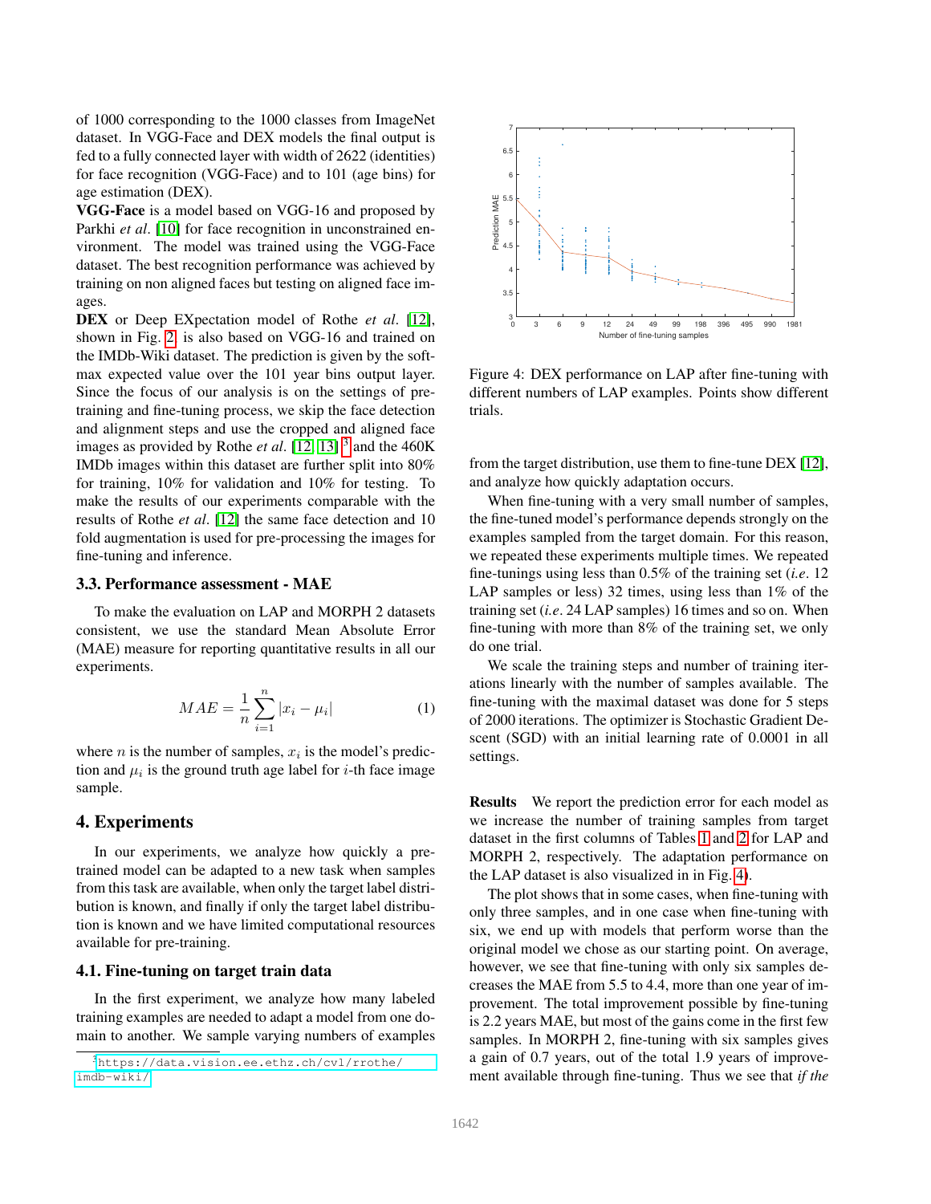of 1000 corresponding to the 1000 classes from ImageNet dataset. In VGG-Face and DEX models the final output is fed to a fully connected layer with width of 2622 (identities) for face recognition (VGG-Face) and to 101 (age bins) for age estimation (DEX).

**VGG-Face** is a model based on VGG-16 and proposed by Parkhi *et al*. [10] for face recognition in unconstrained environment. The model was trained using the VGG-Face dataset. The best recognition performance was achieved by training on non aligned faces but testing on aligned face images.

**DEX** or Deep EXpectation model of Rothe *et al*. [12], shown in Fig. 2, is also based on VGG-16 and trained on the IMDb-Wiki dataset. The prediction is given by the softmax expected value over the 101 year bins output layer. Since the focus of our analysis is on the settings of pre-training and fine-tuning process, we skip the face detection and alignment steps and use the cropped and aligned face images as provided by Rothe *et al*. [12, 13] [3] and the 460K IMDb images within this dataset are further split into 80% for training, 10% for validation and 10% for testing. To make the results of our experiments comparable with the results of Rothe *et al*. [12] the same face detection and 10 fold augmentation is used for pre-processing the images for fine-tuning and inference.

### 3.3. Performance assessment - MAE

To make the evaluation on LAP and MORPH 2 datasets consistent, we use the standard Mean Absolute Error (MAE) measure for reporting quantitative results in all our experiments.

$$MAE = \frac{1}{n}\sum_{i=1}^{n}|x_i - \mu_i| \quad (1)$$

where $n$ is the number of samples, $x_i$ is the model's prediction and $\mu_i$ is the ground truth age label for $i$-th face image sample.

## 4. Experiments

In our experiments, we analyze how quickly a pre-trained model can be adapted to a new task when samples from this task are available, when only the target label distribution is known, and finally if only the target label distribution is known and we have limited computational resources available for pre-training.

### 4.1. Fine-tuning on target train data

In the first experiment, we analyze how many labeled training examples are needed to adapt a model from one domain to another. We sample varying numbers of examples

[3] https://data.vision.ee.ethz.ch/cvl/rrothe/imdb-wiki/

Prediction MAE
7
6.5
6
5.5
5
4.5
4
3.5
3
0 3 6 9 12 24 49 99 198 396 495 990 1981
Number of fine-tuning samples

Figure 4: DEX performance on LAP after fine-tuning with different numbers of LAP examples. Points show different trials.

from the target distribution, use them to fine-tune DEX [12], and analyze how quickly adaptation occurs.

When fine-tuning with a very small number of samples, the fine-tuned model's performance depends strongly on the examples sampled from the target domain. For this reason, we repeated these experiments multiple times. We repeated fine-tunings using less than 0.5% of the training set (*i.e*. 12 LAP samples or less) 32 times, using less than 1% of the training set (*i.e*. 24 LAP samples) 16 times and so on. When fine-tuning with more than 8% of the training set, we only do one trial.

We scale the training steps and number of training iterations linearly with the number of samples available. The fine-tuning with the maximal dataset was done for 5 steps of 2000 iterations. The optimizer is Stochastic Gradient Descent (SGD) with an initial learning rate of 0.0001 in all settings.

**Results** We report the prediction error for each model as we increase the number of training samples from target dataset in the first columns of Tables 1 and 2 for LAP and MORPH 2, respectively. The adaptation performance on the LAP dataset is also visualized in Fig. 4).

The plot shows that in some cases, when fine-tuning with only three samples, and in one case when fine-tuning with six, we end up with models that perform worse than the original model we chose as our starting point. On average, however, we see that fine-tuning with only six samples decreases the MAE from 5.5 to 4.4, more than one year of improvement. The total improvement possible by fine-tuning is 2.2 years MAE, but most of the gains come in the first few samples. In MORPH 2, fine-tuning with six samples gives a gain of 0.7 years, out of the total 1.9 years of improvement available through fine-tuning. Thus we see that *if the*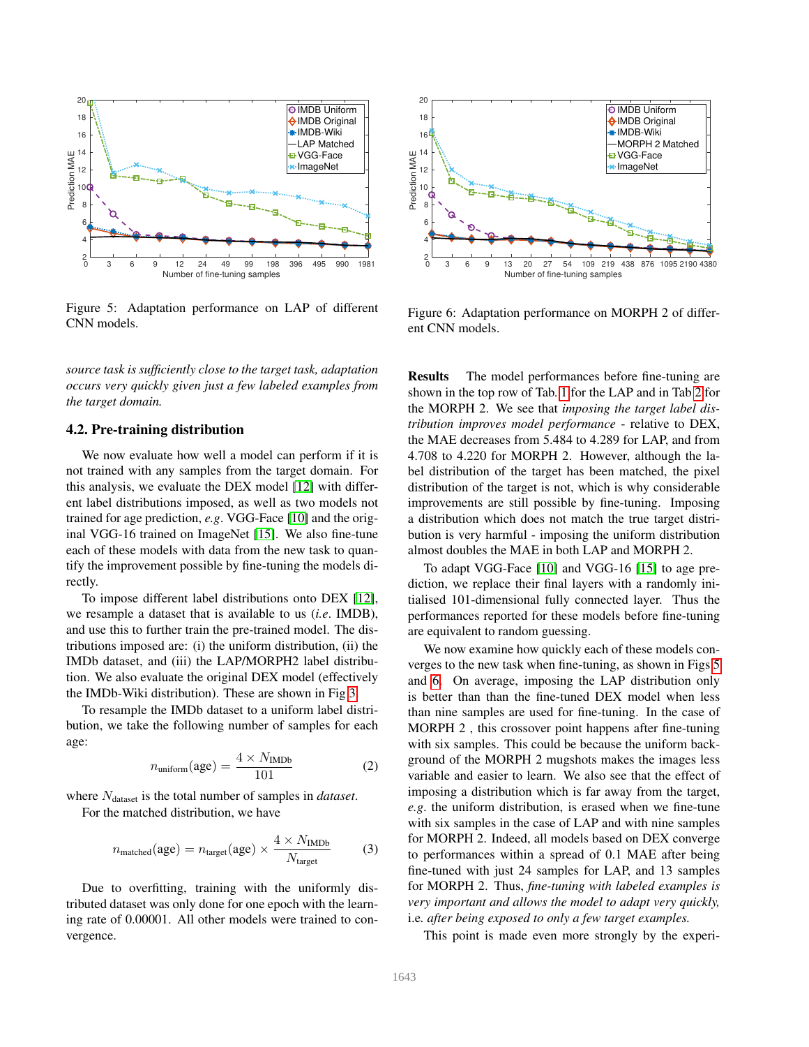Prediction MAE

20
18
16
14
12
10
8
6
4
2

0 3 6 9 12 24 49 99 198 396 495 990 1981

Number of fine-tuning samples

IMDB Uniform
IMDB Original
IMDB-Wiki
LAP Matched
VGG-Face
ImageNet

Figure 5: Adaptation performance on LAP of different CNN models.

Prediction MAE

20
18
16
14
12
10
8
6
4
2

0 3 6 9 13 20 27 54 109 219 438 876 1095 2190 4380

Number of fine-tuning samples

IMDB Uniform
IMDB Original
IMDB-Wiki
MORPH 2 Matched
VGG-Face
ImageNet

Figure 6: Adaptation performance on MORPH 2 of different CNN models.

*source task is sufficiently close to the target task, adaptation occurs very quickly given just a few labeled examples from the target domain.*

## 4.2. Pre-training distribution

We now evaluate how well a model can perform if it is not trained with any samples from the target domain. For this analysis, we evaluate the DEX model [12] with different label distributions imposed, as well as two models not trained for age prediction, *e.g*. VGG-Face [10] and the original VGG-16 trained on ImageNet [15]. We also fine-tune each of these models with data from the new task to quantify the improvement possible by fine-tuning the models directly.

To impose different label distributions onto DEX [12], we resample a dataset that is available to us (*i.e*. IMDB), and use this to further train the pre-trained model. The distributions imposed are: (i) the uniform distribution, (ii) the IMDb dataset, and (iii) the LAP/MORPH2 label distribution. We also evaluate the original DEX model (effectively the IMDb-Wiki distribution). These are shown in Fig 3.

To resample the IMDb dataset to a uniform label distribution, we take the following number of samples for each age:

$$n_{\text{uniform}}(\text{age}) = \frac{4 \times N_{\text{IMDb}}}{101} \tag{2}$$

where $N_{\text{dataset}}$ is the total number of samples in *dataset*.

For the matched distribution, we have

$$n_{\text{matched}}(\text{age}) = n_{\text{target}}(\text{age}) \times \frac{4 \times N_{\text{IMDb}}}{N_{\text{target}}} \tag{3}$$

Due to overfitting, training with the uniformly distributed dataset was only done for one epoch with the learning rate of 0.00001. All other models were trained to convergence.

**Results** The model performances before fine-tuning are shown in the top row of Tab. 1 for the LAP and in Tab 2 for the MORPH 2. We see that *imposing the target label distribution improves model performance* - relative to DEX, the MAE decreases from 5.484 to 4.289 for LAP, and from 4.708 to 4.220 for MORPH 2. However, although the label distribution of the target has been matched, the pixel distribution of the target is not, which is why considerable improvements are still possible by fine-tuning. Imposing a distribution which does not match the true target distribution is very harmful - imposing the uniform distribution almost doubles the MAE in both LAP and MORPH 2.

To adapt VGG-Face [10] and VGG-16 [15] to age prediction, we replace their final layers with a randomly initialised 101-dimensional fully connected layer. Thus the performances reported for these models before fine-tuning are equivalent to random guessing.

We now examine how quickly each of these models converges to the new task when fine-tuning, as shown in Figs 5 and 6. On average, imposing the LAP distribution only is better than than the fine-tuned DEX model when less than nine samples are used for fine-tuning. In the case of MORPH 2 , this crossover point happens after fine-tuning with six samples. This could be because the uniform background of the MORPH 2 mugshots makes the images less variable and easier to learn. We also see that the effect of imposing a distribution which is far away from the target, *e.g*. the uniform distribution, is erased when we fine-tune with six samples in the case of LAP and with nine samples for MORPH 2. Indeed, all models based on DEX converge to performances within a spread of 0.1 MAE after being fine-tuned with just 24 samples for LAP, and 13 samples for MORPH 2. Thus, *fine-tuning with labeled examples is very important and allows the model to adapt very quickly*, i.e. *after being exposed to only a few target examples.*

This point is made even more strongly by the experi-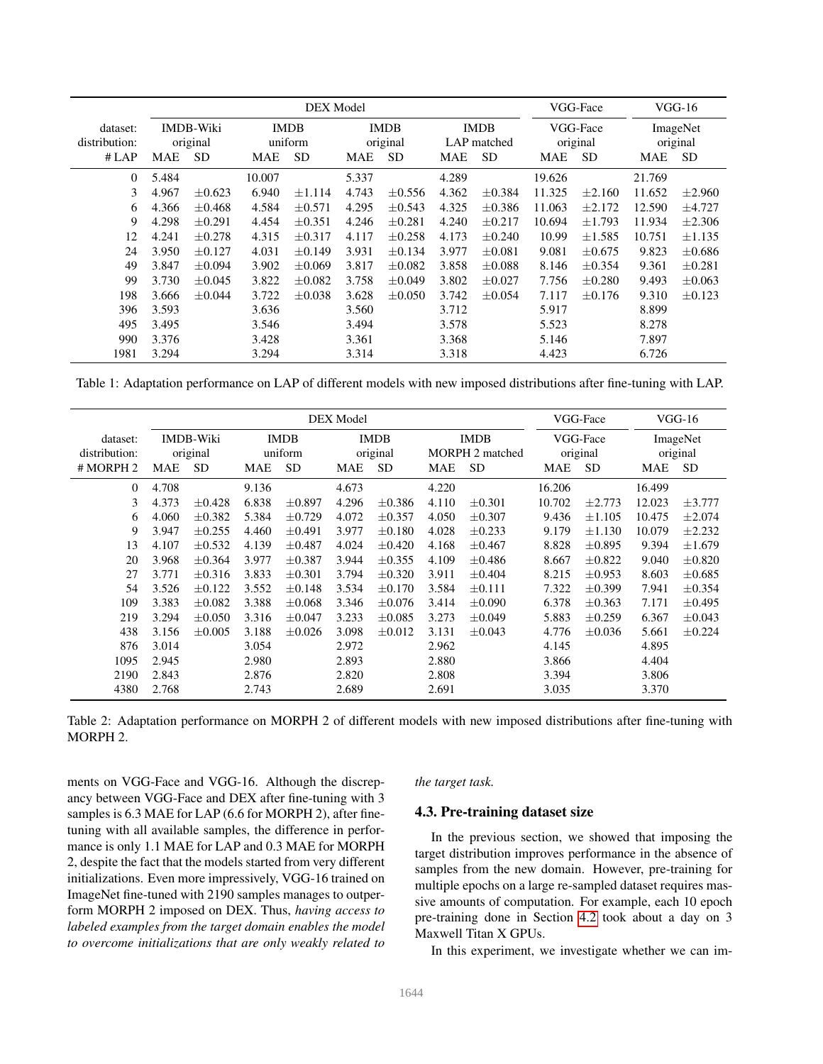| | DEX Model | | | | | | | | VGG-Face | | VGG-16 | |
|---|---|---|---|---|---|---|---|---|---|---|---|---|
| dataset: | IMDB-Wiki | | IMDB | | IMDB | | IMDB | | VGG-Face | | ImageNet | |
| distribution: | original | | uniform | | original | | LAP matched | | original | | original | |
| # LAP | MAE | SD | MAE | SD | MAE | SD | MAE | SD | MAE | SD | MAE | SD |
| 0 | 5.484 | | 10.007 | | 5.337 | | 4.289 | | 19.626 | | 21.769 | |
| 3 | 4.967 | ±0.623 | 6.940 | ±1.114 | 4.743 | ±0.556 | 4.362 | ±0.384 | 11.325 | ±2.160 | 11.652 | ±2.960 |
| 6 | 4.366 | ±0.468 | 4.584 | ±0.571 | 4.295 | ±0.543 | 4.325 | ±0.386 | 11.063 | ±2.172 | 12.590 | ±4.727 |
| 9 | 4.298 | ±0.291 | 4.454 | ±0.351 | 4.246 | ±0.281 | 4.240 | ±0.217 | 10.694 | ±1.793 | 11.934 | ±2.306 |
| 12 | 4.241 | ±0.278 | 4.315 | ±0.317 | 4.117 | ±0.258 | 4.173 | ±0.240 | 10.99 | ±1.585 | 10.751 | ±1.135 |
| 24 | 3.950 | ±0.127 | 4.031 | ±0.149 | 3.931 | ±0.134 | 3.977 | ±0.081 | 9.081 | ±0.675 | 9.823 | ±0.686 |
| 49 | 3.847 | ±0.094 | 3.902 | ±0.069 | 3.817 | ±0.082 | 3.858 | ±0.088 | 8.146 | ±0.354 | 9.361 | ±0.281 |
| 99 | 3.730 | ±0.045 | 3.822 | ±0.082 | 3.758 | ±0.049 | 3.802 | ±0.027 | 7.756 | ±0.280 | 9.493 | ±0.063 |
| 198 | 3.666 | ±0.044 | 3.722 | ±0.038 | 3.628 | ±0.050 | 3.742 | ±0.054 | 7.117 | ±0.176 | 9.310 | ±0.123 |
| 396 | 3.593 | | 3.636 | | 3.560 | | 3.712 | | 5.917 | | 8.899 | |
| 495 | 3.495 | | 3.546 | | 3.494 | | 3.578 | | 5.523 | | 8.278 | |
| 990 | 3.376 | | 3.428 | | 3.361 | | 3.368 | | 5.146 | | 7.897 | |
| 1981 | 3.294 | | 3.294 | | 3.314 | | 3.318 | | 4.423 | | 6.726 | |

Table 1: Adaptation performance on LAP of different models with new imposed distributions after fine-tuning with LAP.

| | DEX Model | | | | | | | | VGG-Face | | VGG-16 | |
|---|---|---|---|---|---|---|---|---|---|---|---|---|
| dataset: | IMDB-Wiki | | IMDB | | IMDB | | IMDB | | VGG-Face | | ImageNet | |
| distribution: | original | | uniform | | original | | MORPH 2 matched | | original | | original | |
| # MORPH 2 | MAE | SD | MAE | SD | MAE | SD | MAE | SD | MAE | SD | MAE | SD |
| 0 | 4.708 | | 9.136 | | 4.673 | | 4.220 | | 16.206 | | 16.499 | |
| 3 | 4.373 | ±0.428 | 6.838 | ±0.897 | 4.296 | ±0.386 | 4.110 | ±0.301 | 10.702 | ±2.773 | 12.023 | ±3.777 |
| 6 | 4.060 | ±0.382 | 5.384 | ±0.729 | 4.072 | ±0.357 | 4.050 | ±0.307 | 9.436 | ±1.105 | 10.475 | ±2.074 |
| 9 | 3.947 | ±0.255 | 4.460 | ±0.491 | 3.977 | ±0.180 | 4.028 | ±0.233 | 9.179 | ±1.130 | 10.079 | ±2.232 |
| 13 | 4.107 | ±0.532 | 4.139 | ±0.487 | 4.024 | ±0.420 | 4.168 | ±0.467 | 8.828 | ±0.895 | 9.394 | ±1.679 |
| 20 | 3.968 | ±0.364 | 3.977 | ±0.387 | 3.944 | ±0.355 | 4.109 | ±0.486 | 8.667 | ±0.822 | 9.040 | ±0.820 |
| 27 | 3.771 | ±0.316 | 3.833 | ±0.301 | 3.794 | ±0.320 | 3.911 | ±0.404 | 8.215 | ±0.953 | 8.603 | ±0.685 |
| 54 | 3.526 | ±0.122 | 3.552 | ±0.148 | 3.534 | ±0.170 | 3.584 | ±0.111 | 7.322 | ±0.399 | 7.941 | ±0.354 |
| 109 | 3.383 | ±0.082 | 3.388 | ±0.068 | 3.346 | ±0.076 | 3.414 | ±0.090 | 6.378 | ±0.363 | 7.171 | ±0.495 |
| 219 | 3.294 | ±0.050 | 3.316 | ±0.047 | 3.233 | ±0.085 | 3.273 | ±0.049 | 5.883 | ±0.259 | 6.367 | ±0.043 |
| 438 | 3.156 | ±0.005 | 3.188 | ±0.026 | 3.098 | ±0.012 | 3.131 | ±0.043 | 4.776 | ±0.036 | 5.661 | ±0.224 |
| 876 | 3.014 | | 3.054 | | 2.972 | | 2.962 | | 4.145 | | 4.895 | |
| 1095 | 2.945 | | 2.980 | | 2.893 | | 2.880 | | 3.866 | | 4.404 | |
| 2190 | 2.843 | | 2.876 | | 2.820 | | 2.808 | | 3.394 | | 3.806 | |
| 4380 | 2.768 | | 2.743 | | 2.689 | | 2.691 | | 3.035 | | 3.370 | |

Table 2: Adaptation performance on MORPH 2 of different models with new imposed distributions after fine-tuning with MORPH 2.

ments on VGG-Face and VGG-16. Although the discrepancy between VGG-Face and DEX after fine-tuning with 3 samples is 6.3 MAE for LAP (6.6 for MORPH 2), after fine-tuning with all available samples, the difference in performance is only 1.1 MAE for LAP and 0.3 MAE for MORPH 2, despite the fact that the models started from very different initializations. Even more impressively, VGG-16 trained on ImageNet fine-tuned with 2190 samples manages to outperform MORPH 2 imposed on DEX. Thus, *having access to labeled examples from the target domain enables the model to overcome initializations that are only weakly related to the target task.*

### 4.3. Pre-training dataset size

In the previous section, we showed that imposing the target distribution improves performance in the absence of samples from the new domain. However, pre-training for multiple epochs on a large re-sampled dataset requires massive amounts of computation. For example, each 10 epoch pre-training done in Section 4.2 took about a day on 3 Maxwell Titan X GPUs.

In this experiment, we investigate whether we can im-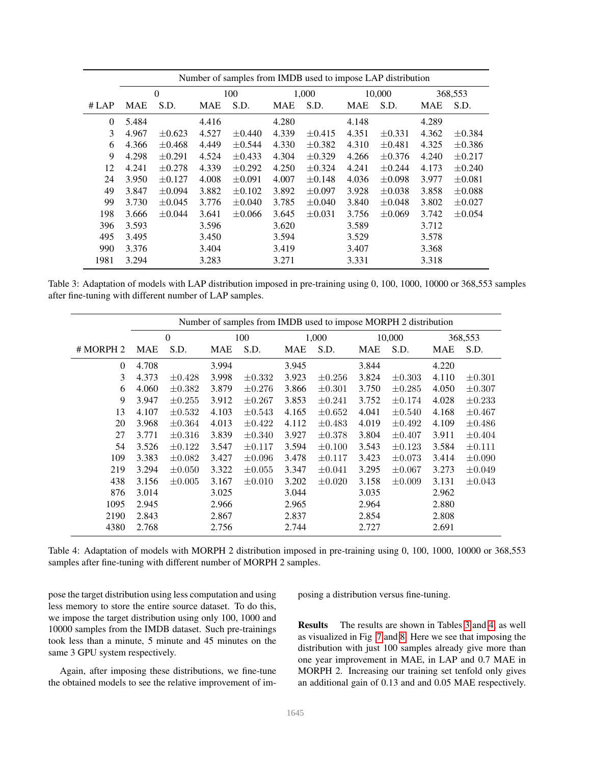| | Number of samples from IMDB used to impose LAP distribution | | | | | | | | | |
|---|---|---|---|---|---|---|---|---|---|---|
| | 0 | | 100 | | 1,000 | | 10,000 | | 368,553 | |
| # LAP | MAE | S.D. | MAE | S.D. | MAE | S.D. | MAE | S.D. | MAE | S.D. |
| 0 | 5.484 | | 4.416 | | 4.280 | | 4.148 | | 4.289 | |
| 3 | 4.967 | ±0.623 | 4.527 | ±0.440 | 4.339 | ±0.415 | 4.351 | ±0.331 | 4.362 | ±0.384 |
| 6 | 4.366 | ±0.468 | 4.449 | ±0.544 | 4.330 | ±0.382 | 4.310 | ±0.481 | 4.325 | ±0.386 |
| 9 | 4.298 | ±0.291 | 4.524 | ±0.433 | 4.304 | ±0.329 | 4.266 | ±0.376 | 4.240 | ±0.217 |
| 12 | 4.241 | ±0.278 | 4.339 | ±0.292 | 4.250 | ±0.324 | 4.241 | ±0.244 | 4.173 | ±0.240 |
| 24 | 3.950 | ±0.127 | 4.008 | ±0.091 | 4.007 | ±0.148 | 4.036 | ±0.098 | 3.977 | ±0.081 |
| 49 | 3.847 | ±0.094 | 3.882 | ±0.102 | 3.892 | ±0.097 | 3.928 | ±0.038 | 3.858 | ±0.088 |
| 99 | 3.730 | ±0.045 | 3.776 | ±0.040 | 3.785 | ±0.040 | 3.840 | ±0.048 | 3.802 | ±0.027 |
| 198 | 3.666 | ±0.044 | 3.641 | ±0.066 | 3.645 | ±0.031 | 3.756 | ±0.069 | 3.742 | ±0.054 |
| 396 | 3.593 | | 3.596 | | 3.620 | | 3.589 | | 3.712 | |
| 495 | 3.495 | | 3.450 | | 3.594 | | 3.529 | | 3.578 | |
| 990 | 3.376 | | 3.404 | | 3.419 | | 3.407 | | 3.368 | |
| 1981 | 3.294 | | 3.283 | | 3.271 | | 3.331 | | 3.318 | |

Table 3: Adaptation of models with LAP distribution imposed in pre-training using 0, 100, 1000, 10000 or 368,553 samples after fine-tuning with different number of LAP samples.

| | Number of samples from IMDB used to impose MORPH 2 distribution | | | | | | | | | |
|---|---|---|---|---|---|---|---|---|---|---|
| | 0 | | 100 | | 1,000 | | 10,000 | | 368,553 | |
| # MORPH 2 | MAE | S.D. | MAE | S.D. | MAE | S.D. | MAE | S.D. | MAE | S.D. |
| 0 | 4.708 | | 3.994 | | 3.945 | | 3.844 | | 4.220 | |
| 3 | 4.373 | ±0.428 | 3.998 | ±0.332 | 3.923 | ±0.256 | 3.824 | ±0.303 | 4.110 | ±0.301 |
| 6 | 4.060 | ±0.382 | 3.879 | ±0.276 | 3.866 | ±0.301 | 3.750 | ±0.285 | 4.050 | ±0.307 |
| 9 | 3.947 | ±0.255 | 3.912 | ±0.267 | 3.853 | ±0.241 | 3.752 | ±0.174 | 4.028 | ±0.233 |
| 13 | 4.107 | ±0.532 | 4.103 | ±0.543 | 4.165 | ±0.652 | 4.041 | ±0.540 | 4.168 | ±0.467 |
| 20 | 3.968 | ±0.364 | 4.013 | ±0.422 | 4.112 | ±0.483 | 4.019 | ±0.492 | 4.109 | ±0.486 |
| 27 | 3.771 | ±0.316 | 3.839 | ±0.340 | 3.927 | ±0.378 | 3.804 | ±0.407 | 3.911 | ±0.404 |
| 54 | 3.526 | ±0.122 | 3.547 | ±0.117 | 3.594 | ±0.100 | 3.543 | ±0.123 | 3.584 | ±0.111 |
| 109 | 3.383 | ±0.082 | 3.427 | ±0.096 | 3.478 | ±0.117 | 3.423 | ±0.073 | 3.414 | ±0.090 |
| 219 | 3.294 | ±0.050 | 3.322 | ±0.055 | 3.347 | ±0.041 | 3.295 | ±0.067 | 3.273 | ±0.049 |
| 438 | 3.156 | ±0.005 | 3.167 | ±0.010 | 3.202 | ±0.020 | 3.158 | ±0.009 | 3.131 | ±0.043 |
| 876 | 3.014 | | 3.025 | | 3.044 | | 3.035 | | 2.962 | |
| 1095 | 2.945 | | 2.966 | | 2.965 | | 2.964 | | 2.880 | |
| 2190 | 2.843 | | 2.867 | | 2.837 | | 2.854 | | 2.808 | |
| 4380 | 2.768 | | 2.756 | | 2.744 | | 2.727 | | 2.691 | |

Table 4: Adaptation of models with MORPH 2 distribution imposed in pre-training using 0, 100, 1000, 10000 or 368,553 samples after fine-tuning with different number of MORPH 2 samples.

pose the target distribution using less computation and using less memory to store the entire source dataset. To do this, we impose the target distribution using only 100, 1000 and 10000 samples from the IMDB dataset. Such pre-trainings took less than a minute, 5 minute and 45 minutes on the same 3 GPU system respectively.

Again, after imposing these distributions, we fine-tune the obtained models to see the relative improvement of imposing a distribution versus fine-tuning.

**Results** The results are shown in Tables 3 and 4, as well as visualized in Fig 7 and 8. Here we see that imposing the distribution with just 100 samples already give more than one year improvement in MAE, in LAP and 0.7 MAE in MORPH 2. Increasing our training set tenfold only gives an additional gain of 0.13 and and 0.05 MAE respectively.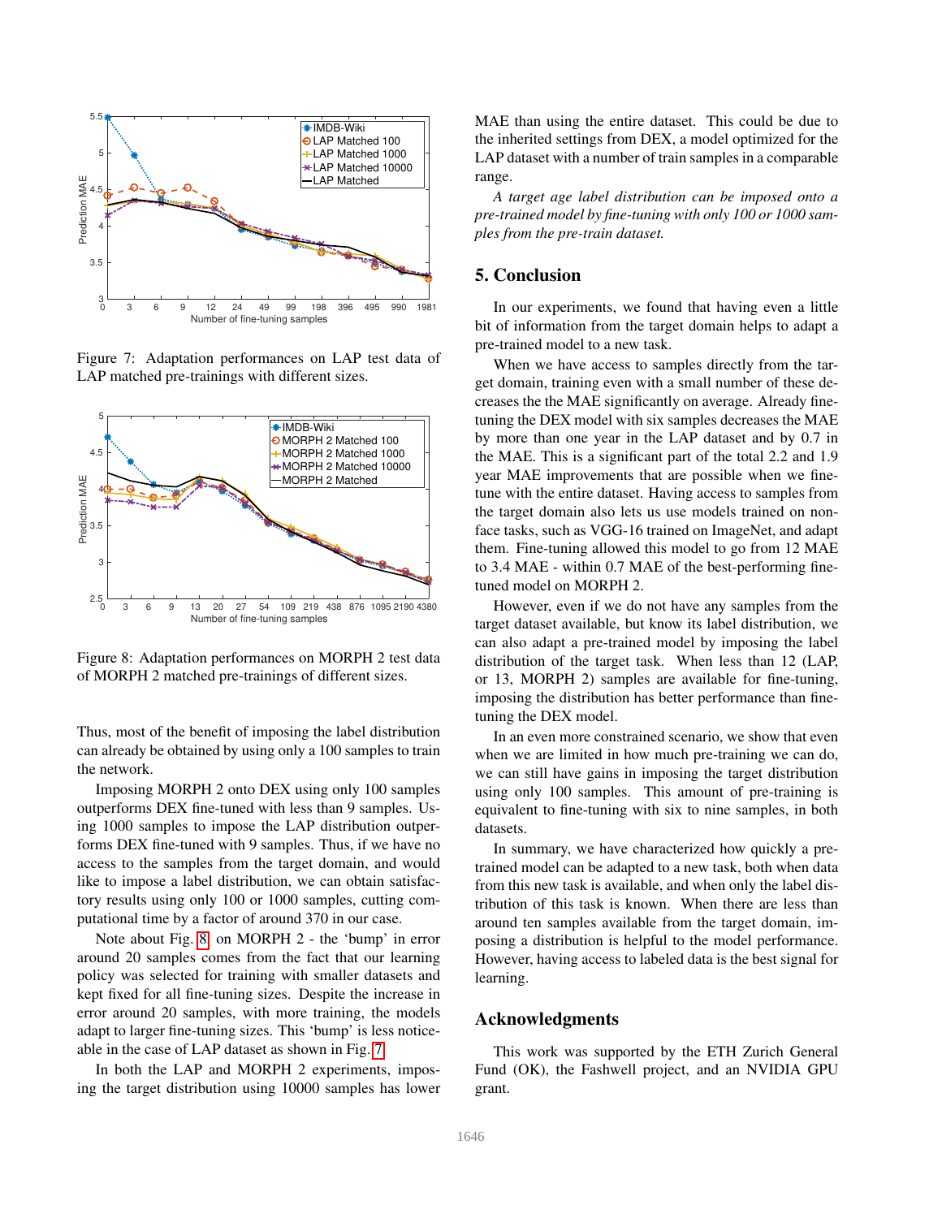5.5
5
4.5
4
3.5
3
Prediction MAE
0 3 6 9 12 24 49 99 198 396 495 990 1981
Number of fine-tuning samples
IMDB-Wiki
LAP Matched 100
LAP Matched 1000
LAP Matched 10000
LAP Matched

Figure 7: Adaptation performances on LAP test data of LAP matched pre-trainings with different sizes.

5
4.5
4
3.5
3
2.5
Prediction MAE
0 3 6 9 13 20 27 54 109 219 438 876 1095 2190 4380
Number of fine-tuning samples
IMDB-Wiki
MORPH 2 Matched 100
MORPH 2 Matched 1000
MORPH 2 Matched 10000
MORPH 2 Matched

Figure 8: Adaptation performances on MORPH 2 test data of MORPH 2 matched pre-trainings of different sizes.

Thus, most of the benefit of imposing the label distribution can already be obtained by using only a 100 samples to train the network.

Imposing MORPH 2 onto DEX using only 100 samples outperforms DEX fine-tuned with less than 9 samples. Using 1000 samples to impose the LAP distribution outperforms DEX fine-tuned with 9 samples. Thus, if we have no access to the samples from the target domain, and would like to impose a label distribution, we can obtain satisfactory results using only 100 or 1000 samples, cutting computational time by a factor of around 370 in our case.

Note about Fig. 8 on MORPH 2 - the 'bump' in error around 20 samples comes from the fact that our learning policy was selected for training with smaller datasets and kept fixed for all fine-tuning sizes. Despite the increase in error around 20 samples, with more training, the models adapt to larger fine-tuning sizes. This 'bump' is less noticeable in the case of LAP dataset as shown in Fig. 7.

In both the LAP and MORPH 2 experiments, imposing the target distribution using 10000 samples has lower MAE than using the entire dataset. This could be due to the inherited settings from DEX, a model optimized for the LAP dataset with a number of train samples in a comparable range.

*A target age label distribution can be imposed onto a pre-trained model by fine-tuning with only 100 or 1000 samples from the pre-train dataset.*

## 5. Conclusion

In our experiments, we found that having even a little bit of information from the target domain helps to adapt a pre-trained model to a new task.

When we have access to samples directly from the target domain, training even with a small number of these decreases the the MAE significantly on average. Already fine-tuning the DEX model with six samples decreases the MAE by more than one year in the LAP dataset and by 0.7 in the MAE. This is a significant part of the total 2.2 and 1.9 year MAE improvements that are possible when we fine-tune with the entire dataset. Having access to samples from the target domain also lets us use models trained on non-face tasks, such as VGG-16 trained on ImageNet, and adapt them. Fine-tuning allowed this model to go from 12 MAE to 3.4 MAE - within 0.7 MAE of the best-performing fine-tuned model on MORPH 2.

However, even if we do not have any samples from the target dataset available, but know its label distribution, we can also adapt a pre-trained model by imposing the label distribution of the target task. When less than 12 (LAP, or 13, MORPH 2) samples are available for fine-tuning, imposing the distribution has better performance than fine-tuning the DEX model.

In an even more constrained scenario, we show that even when we are limited in how much pre-training we can do, we can still have gains in imposing the target distribution using only 100 samples. This amount of pre-training is equivalent to fine-tuning with six to nine samples, in both datasets.

In summary, we have characterized how quickly a pre-trained model can be adapted to a new task, both when data from this new task is available, and when only the label distribution of this task is known. When there are less than around ten samples available from the target domain, imposing a distribution is helpful to the model performance. However, having access to labeled data is the best signal for learning.

## Acknowledgments

This work was supported by the ETH Zurich General Fund (OK), the Fashwell project, and an NVIDIA GPU grant.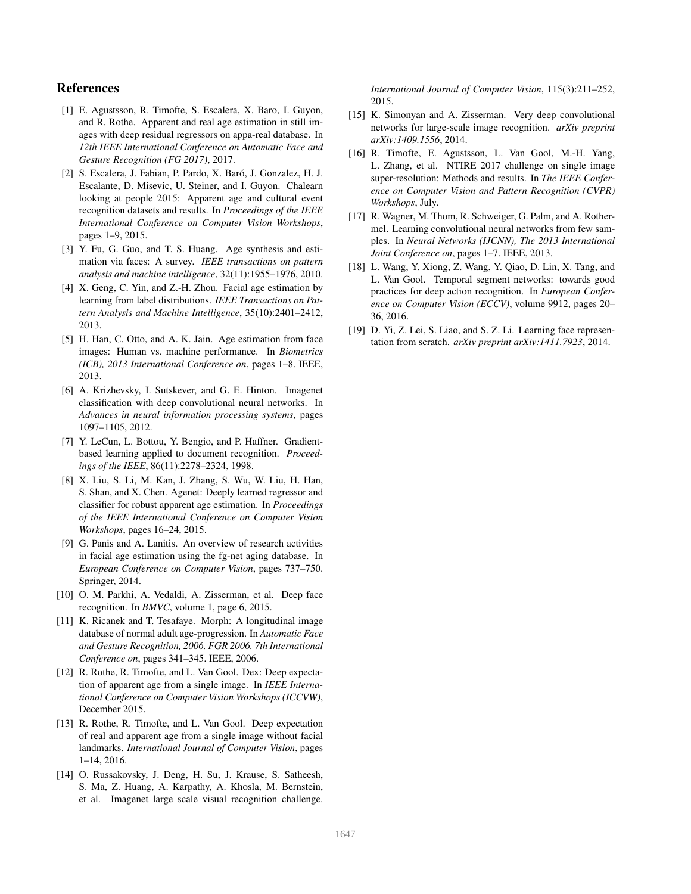## References

[1] E. Agustsson, R. Timofte, S. Escalera, X. Baro, I. Guyon, and R. Rothe. Apparent and real age estimation in still images with deep residual regressors on appa-real database. In *12th IEEE International Conference on Automatic Face and Gesture Recognition (FG 2017)*, 2017.

[2] S. Escalera, J. Fabian, P. Pardo, X. Baró, J. Gonzalez, H. J. Escalante, D. Misevic, U. Steiner, and I. Guyon. Chalearn looking at people 2015: Apparent age and cultural event recognition datasets and results. In *Proceedings of the IEEE International Conference on Computer Vision Workshops*, pages 1–9, 2015.

[3] Y. Fu, G. Guo, and T. S. Huang. Age synthesis and estimation via faces: A survey. *IEEE transactions on pattern analysis and machine intelligence*, 32(11):1955–1976, 2010.

[4] X. Geng, C. Yin, and Z.-H. Zhou. Facial age estimation by learning from label distributions. *IEEE Transactions on Pattern Analysis and Machine Intelligence*, 35(10):2401–2412, 2013.

[5] H. Han, C. Otto, and A. K. Jain. Age estimation from face images: Human vs. machine performance. In *Biometrics (ICB), 2013 International Conference on*, pages 1–8. IEEE, 2013.

[6] A. Krizhevsky, I. Sutskever, and G. E. Hinton. Imagenet classification with deep convolutional neural networks. In *Advances in neural information processing systems*, pages 1097–1105, 2012.

[7] Y. LeCun, L. Bottou, Y. Bengio, and P. Haffner. Gradient-based learning applied to document recognition. *Proceedings of the IEEE*, 86(11):2278–2324, 1998.

[8] X. Liu, S. Li, M. Kan, J. Zhang, S. Wu, W. Liu, H. Han, S. Shan, and X. Chen. Agenet: Deeply learned regressor and classifier for robust apparent age estimation. In *Proceedings of the IEEE International Conference on Computer Vision Workshops*, pages 16–24, 2015.

[9] G. Panis and A. Lanitis. An overview of research activities in facial age estimation using the fg-net aging database. In *European Conference on Computer Vision*, pages 737–750. Springer, 2014.

[10] O. M. Parkhi, A. Vedaldi, A. Zisserman, et al. Deep face recognition. In *BMVC*, volume 1, page 6, 2015.

[11] K. Ricanek and T. Tesafaye. Morph: A longitudinal image database of normal adult age-progression. In *Automatic Face and Gesture Recognition, 2006. FGR 2006. 7th International Conference on*, pages 341–345. IEEE, 2006.

[12] R. Rothe, R. Timofte, and L. Van Gool. Dex: Deep expectation of apparent age from a single image. In *IEEE International Conference on Computer Vision Workshops (ICCVW)*, December 2015.

[13] R. Rothe, R. Timofte, and L. Van Gool. Deep expectation of real and apparent age from a single image without facial landmarks. *International Journal of Computer Vision*, pages 1–14, 2016.

[14] O. Russakovsky, J. Deng, H. Su, J. Krause, S. Satheesh, S. Ma, Z. Huang, A. Karpathy, A. Khosla, M. Bernstein, et al. Imagenet large scale visual recognition challenge. *International Journal of Computer Vision*, 115(3):211–252, 2015.

[15] K. Simonyan and A. Zisserman. Very deep convolutional networks for large-scale image recognition. *arXiv preprint arXiv:1409.1556*, 2014.

[16] R. Timofte, E. Agustsson, L. Van Gool, M.-H. Yang, L. Zhang, et al. NTIRE 2017 challenge on single image super-resolution: Methods and results. In *The IEEE Conference on Computer Vision and Pattern Recognition (CVPR) Workshops*, July.

[17] R. Wagner, M. Thom, R. Schweiger, G. Palm, and A. Rothermel. Learning convolutional neural networks from few samples. In *Neural Networks (IJCNN), The 2013 International Joint Conference on*, pages 1–7. IEEE, 2013.

[18] L. Wang, Y. Xiong, Z. Wang, Y. Qiao, D. Lin, X. Tang, and L. Van Gool. Temporal segment networks: towards good practices for deep action recognition. In *European Conference on Computer Vision (ECCV)*, volume 9912, pages 20–36, 2016.

[19] D. Yi, Z. Lei, S. Liao, and S. Z. Li. Learning face representation from scratch. *arXiv preprint arXiv:1411.7923*, 2014.